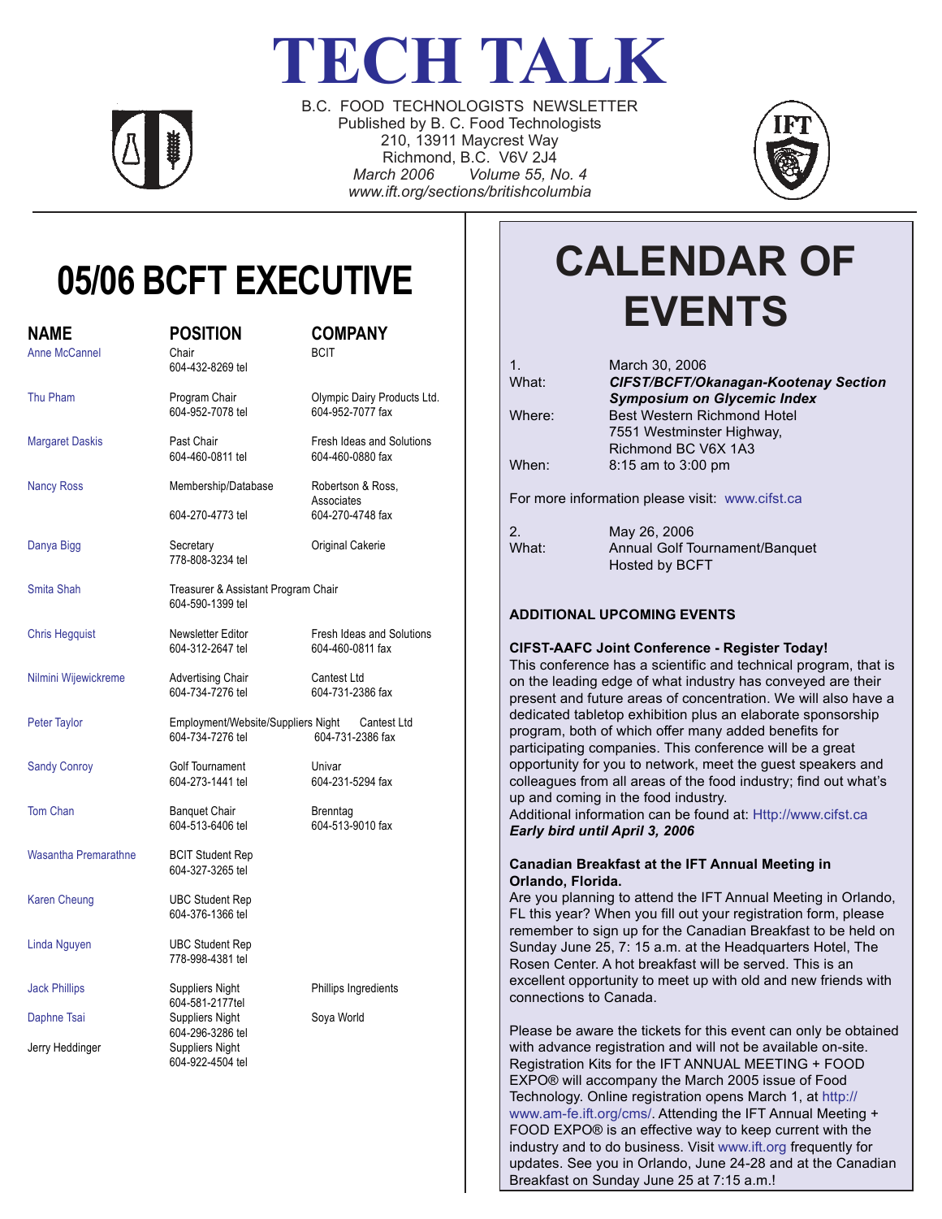# TECH TALK

B.C. FOOD TECHNOLOGISTS NEWSLETTER
Published by B. C. Food Technologists
210, 13911 Maycrest Way
Richmond, B.C. V6V 2J4
*March 2006 Volume 55, No. 4*
*www.ift.org/sections/britishcolumbia*

## 05/06 BCFT EXECUTIVE

| NAME | POSITION | COMPANY |
|---|---|---|
| Anne McCannel | Chair<br>604-432-8269 tel | BCIT |
| Thu Pham | Program Chair<br>604-952-7078 tel | Olympic Dairy Products Ltd.<br>604-952-7077 fax |
| Margaret Daskis | Past Chair<br>604-460-0811 tel | Fresh Ideas and Solutions<br>604-460-0880 fax |
| Nancy Ross | Membership/Database<br>604-270-4773 tel | Robertson & Ross, Associates<br>604-270-4748 fax |
| Danya Bigg | Secretary<br>778-808-3234 tel | Original Cakerie |
| Smita Shah | Treasurer & Assistant Program Chair<br>604-590-1399 tel | |
| Chris Hegquist | Newsletter Editor<br>604-312-2647 tel | Fresh Ideas and Solutions<br>604-460-0811 fax |
| Nilmini Wijewickreme | Advertising Chair<br>604-734-7276 tel | Cantest Ltd<br>604-731-2386 fax |
| Peter Taylor | Employment/Website/Suppliers Night<br>604-734-7276 tel | Cantest Ltd<br>604-731-2386 fax |
| Sandy Conroy | Golf Tournament<br>604-273-1441 tel | Univar<br>604-231-5294 fax |
| Tom Chan | Banquet Chair<br>604-513-6406 tel | Brenntag<br>604-513-9010 fax |
| Wasantha Premarathne | BCIT Student Rep<br>604-327-3265 tel | |
| Karen Cheung | UBC Student Rep<br>604-376-1366 tel | |
| Linda Nguyen | UBC Student Rep<br>778-998-4381 tel | |
| Jack Phillips | Suppliers Night<br>604-581-2177tel | Phillips Ingredients |
| Daphne Tsai | Suppliers Night<br>604-296-3286 tel | Soya World |
| Jerry Heddinger | Suppliers Night<br>604-922-4504 tel | |

## CALENDAR OF EVENTS

1.
What: ***CIFST/BCFT/Okanagan-Kootenay Section Symposium on Glycemic Index***
Date: March 30, 2006
Where: Best Western Richmond Hotel, 7551 Westminster Highway, Richmond BC V6X 1A3
When: 8:15 am to 3:00 pm

For more information please visit: www.cifst.ca

2.
Date: May 26, 2006
What: Annual Golf Tournament/Banquet Hosted by BCFT

### ADDITIONAL UPCOMING EVENTS

**CIFST-AAFC Joint Conference - Register Today!**
This conference has a scientific and technical program, that is on the leading edge of what industry has conveyed are their present and future areas of concentration. We will also have a dedicated tabletop exhibition plus an elaborate sponsorship program, both of which offer many added benefits for participating companies. This conference will be a great opportunity for you to network, meet the guest speakers and colleagues from all areas of the food industry; find out what's up and coming in the food industry.
Additional information can be found at: Http://www.cifst.ca
***Early bird until April 3, 2006***

**Canadian Breakfast at the IFT Annual Meeting in Orlando, Florida.**
Are you planning to attend the IFT Annual Meeting in Orlando, FL this year? When you fill out your registration form, please remember to sign up for the Canadian Breakfast to be held on Sunday June 25, 7: 15 a.m. at the Headquarters Hotel, The Rosen Center. A hot breakfast will be served. This is an excellent opportunity to meet up with old and new friends with connections to Canada.

Please be aware the tickets for this event can only be obtained with advance registration and will not be available on-site. Registration Kits for the IFT ANNUAL MEETING + FOOD EXPO® will accompany the March 2005 issue of Food Technology. Online registration opens March 1, at http://www.am-fe.ift.org/cms/. Attending the IFT Annual Meeting + FOOD EXPO® is an effective way to keep current with the industry and to do business. Visit www.ift.org frequently for updates. See you in Orlando, June 24-28 and at the Canadian Breakfast on Sunday June 25 at 7:15 a.m.!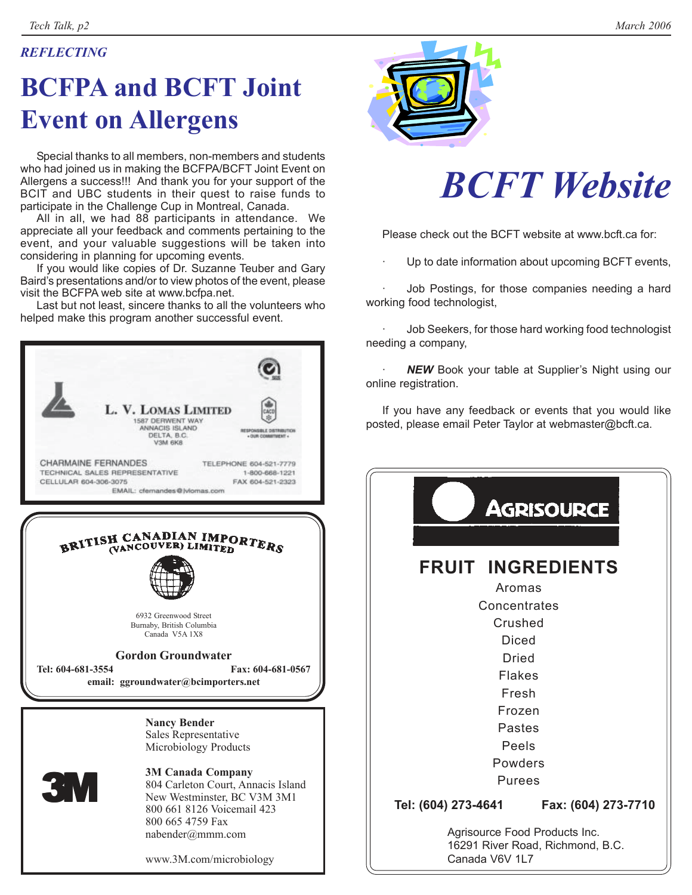*REFLECTING*

# BCFPA and BCFT Joint Event on Allergens

Special thanks to all members, non-members and students who had joined us in making the BCFPA/BCFT Joint Event on Allergens a success!!! And thank you for your support of the BCIT and UBC students in their quest to raise funds to participate in the Challenge Cup in Montreal, Canada.

All in all, we had 88 participants in attendance. We appreciate all your feedback and comments pertaining to the event, and your valuable suggestions will be taken into considering in planning for upcoming events.

If you would like copies of Dr. Suzanne Teuber and Gary Baird's presentations and/or to view photos of the event, please visit the BCFPA web site at www.bcfpa.net.

Last but not least, sincere thanks to all the volunteers who helped make this program another successful event.

**L. V. LOMAS LIMITED**
1587 DERWENT WAY
ANNACIS ISLAND
DELTA, B.C.
V3M 6K8

RESPONSIBLE DISTRIBUTION • OUR COMMITMENT •

CHARMAINE FERNANDES
TECHNICAL SALES REPRESENTATIVE
CELLULAR 604-306-3075
TELEPHONE 604-521-7779
1-800-668-1221
FAX 604-521-2323
EMAIL: cfernandes@lvlomas.com

**BRITISH CANADIAN IMPORTERS (VANCOUVER) LIMITED**

6932 Greenwood Street
Burnaby, British Columbia
Canada V5A 1X8

**Gordon Groundwater**
**Tel: 604-681-3554** **Fax: 604-681-0567**
**email: ggroundwater@bcimporters.net**

**3M**

**Nancy Bender**
Sales Representative
Microbiology Products

**3M Canada Company**
804 Carleton Court, Annacis Island
New Westminster, BC V3M 3M1
800 661 8126 Voicemail 423
800 665 4759 Fax
nabender@mmm.com

www.3M.com/microbiology

# *BCFT Website*

Please check out the BCFT website at www.bcft.ca for:

- Up to date information about upcoming BCFT events,
- Job Postings, for those companies needing a hard working food technologist,
- Job Seekers, for those hard working food technologist needing a company,
- ***NEW*** Book your table at Supplier's Night using our online registration.

If you have any feedback or events that you would like posted, please email Peter Taylor at webmaster@bcft.ca.

**AGRISOURCE**

**FRUIT INGREDIENTS**

Aromas
Concentrates
Crushed
Diced
Dried
Flakes
Fresh
Frozen
Pastes
Peels
Powders
Purees

**Tel: (604) 273-4641** **Fax: (604) 273-7710**

Agrisource Food Products Inc.
16291 River Road, Richmond, B.C.
Canada V6V 1L7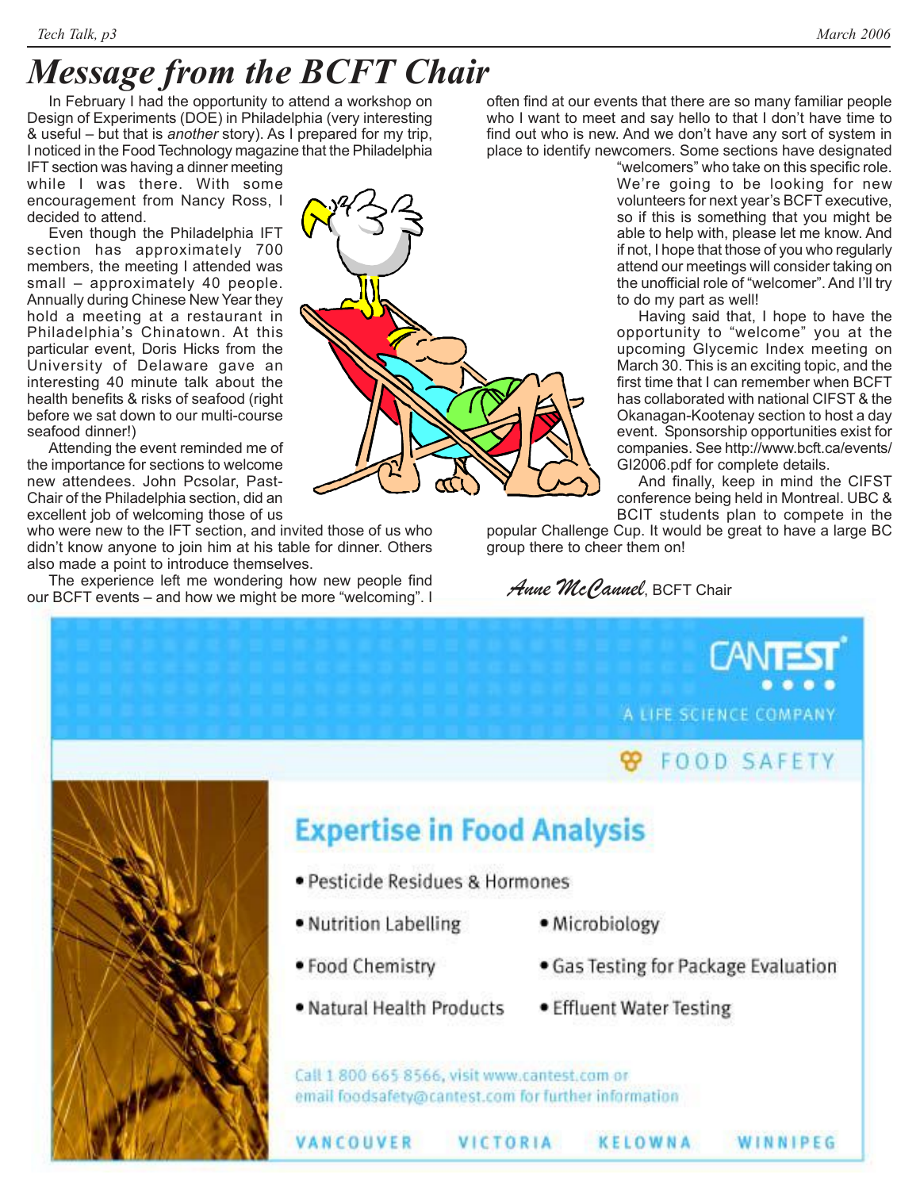# Message from the BCFT Chair

In February I had the opportunity to attend a workshop on Design of Experiments (DOE) in Philadelphia (very interesting & useful – but that is *another* story). As I prepared for my trip, I noticed in the Food Technology magazine that the Philadelphia IFT section was having a dinner meeting while I was there. With some encouragement from Nancy Ross, I decided to attend.

Even though the Philadelphia IFT section has approximately 700 members, the meeting I attended was small – approximately 40 people. Annually during Chinese New Year they hold a meeting at a restaurant in Philadelphia's Chinatown. At this particular event, Doris Hicks from the University of Delaware gave an interesting 40 minute talk about the health benefits & risks of seafood (right before we sat down to our multi-course seafood dinner!)

Attending the event reminded me of the importance for sections to welcome new attendees. John Pcsolar, Past-Chair of the Philadelphia section, did an excellent job of welcoming those of us who were new to the IFT section, and invited those of us who didn't know anyone to join him at his table for dinner. Others also made a point to introduce themselves.

The experience left me wondering how new people find our BCFT events – and how we might be more "welcoming". I often find at our events that there are so many familiar people who I want to meet and say hello to that I don't have time to find out who is new. And we don't have any sort of system in place to identify newcomers. Some sections have designated "welcomers" who take on this specific role. We're going to be looking for new volunteers for next year's BCFT executive, so if this is something that you might be able to help with, please let me know. And if not, I hope that those of you who regularly attend our meetings will consider taking on the unofficial role of "welcomer". And I'll try to do my part as well!

Having said that, I hope to have the opportunity to "welcome" you at the upcoming Glycemic Index meeting on March 30. This is an exciting topic, and the first time that I can remember when BCFT has collaborated with national CIFST & the Okanagan-Kootenay section to host a day event. Sponsorship opportunities exist for companies. See http://www.bcft.ca/events/GI2006.pdf for complete details.

And finally, keep in mind the CIFST conference being held in Montreal. UBC & BCIT students plan to compete in the popular Challenge Cup. It would be great to have a large BC group there to cheer them on!

*Anne McCannel*, BCFT Chair

---

**CANTEST** A LIFE SCIENCE COMPANY

FOOD SAFETY

## Expertise in Food Analysis

- Pesticide Residues & Hormones
- Nutrition Labelling
- Microbiology
- Food Chemistry
- Gas Testing for Package Evaluation
- Natural Health Products
- Effluent Water Testing

Call 1 800 665 8566, visit www.cantest.com or email foodsafety@cantest.com for further information

VANCOUVER VICTORIA KELOWNA WINNIPEG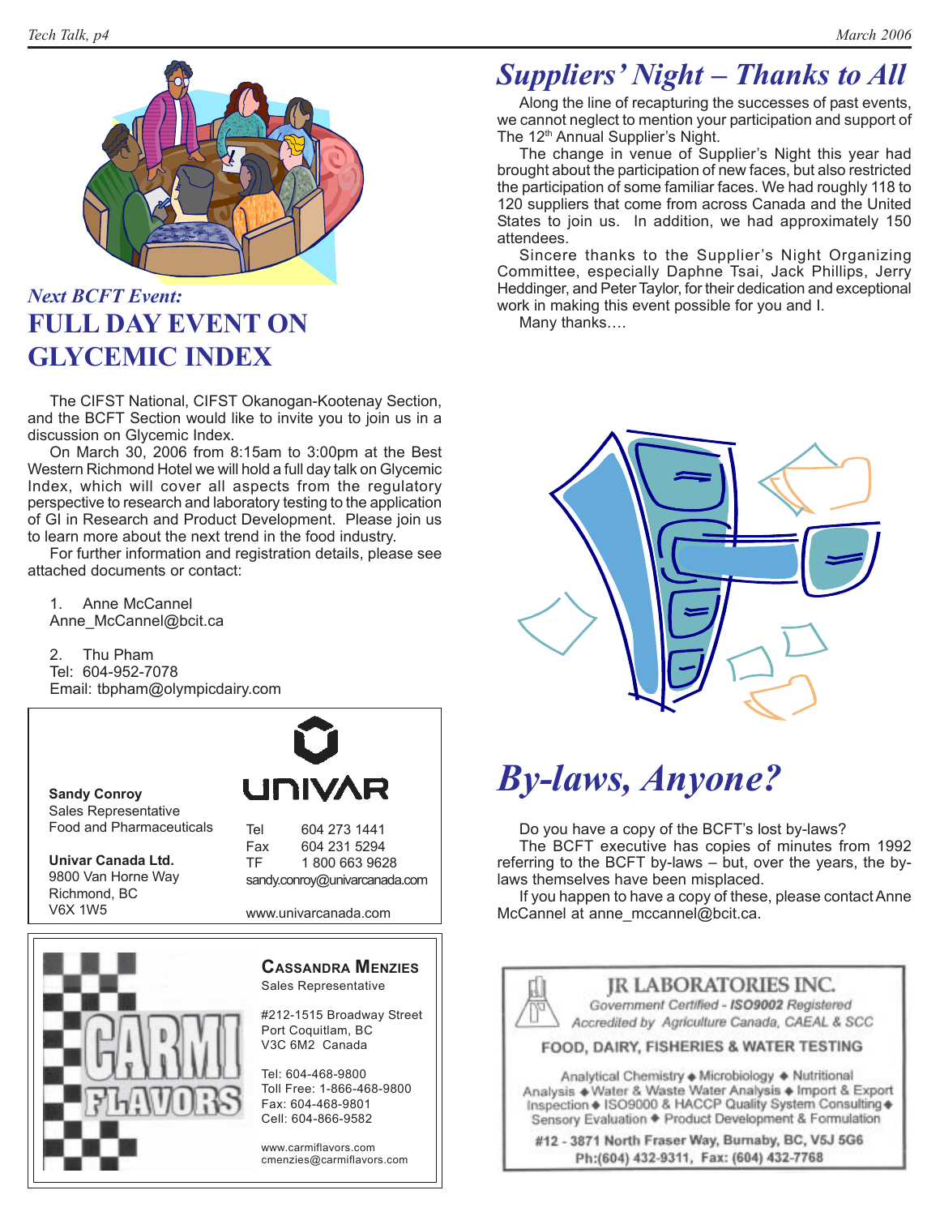*Next BCFT Event:*

# FULL DAY EVENT ON GLYCEMIC INDEX

The CIFST National, CIFST Okanogan-Kootenay Section, and the BCFT Section would like to invite you to join us in a discussion on Glycemic Index.

On March 30, 2006 from 8:15am to 3:00pm at the Best Western Richmond Hotel we will hold a full day talk on Glycemic Index, which will cover all aspects from the regulatory perspective to research and laboratory testing to the application of GI in Research and Product Development. Please join us to learn more about the next trend in the food industry.

For further information and registration details, please see attached documents or contact:

1. Anne McCannel
Anne_McCannel@bcit.ca

2. Thu Pham
Tel: 604-952-7078
Email: tbpham@olympicdairy.com

---

**Sandy Conroy**
Sales Representative
Food and Pharmaceuticals

**Univar Canada Ltd.**
9800 Van Horne Way
Richmond, BC
V6X 1W5

UNIVAR

Tel 604 273 1441
Fax 604 231 5294
TF 1 800 663 9628
sandy.conroy@univarcanada.com

www.univarcanada.com

---

CARMI FLAVORS

**CASSANDRA MENZIES**
Sales Representative

#212-1515 Broadway Street
Port Coquitlam, BC
V3C 6M2 Canada

Tel: 604-468-9800
Toll Free: 1-866-468-9800
Fax: 604-468-9801
Cell: 604-866-9582

www.carmiflavors.com
cmenzies@carmiflavors.com

---

# *Suppliers' Night – Thanks to All*

Along the line of recapturing the successes of past events, we cannot neglect to mention your participation and support of The 12th Annual Supplier's Night.

The change in venue of Supplier's Night this year had brought about the participation of new faces, but also restricted the participation of some familiar faces. We had roughly 118 to 120 suppliers that come from across Canada and the United States to join us. In addition, we had approximately 150 attendees.

Sincere thanks to the Supplier's Night Organizing Committee, especially Daphne Tsai, Jack Phillips, Jerry Heddinger, and Peter Taylor, for their dedication and exceptional work in making this event possible for you and I.

Many thanks….

# *By-laws, Anyone?*

Do you have a copy of the BCFT's lost by-laws?

The BCFT executive has copies of minutes from 1992 referring to the BCFT by-laws – but, over the years, the by-laws themselves have been misplaced.

If you happen to have a copy of these, please contact Anne McCannel at anne_mccannel@bcit.ca.

---

**JR LABORATORIES INC.**
*Government Certified - ISO9002 Registered*
*Accredited by Agriculture Canada, CAEAL & SCC*

**FOOD, DAIRY, FISHERIES & WATER TESTING**

Analytical Chemistry ◆ Microbiology ◆ Nutritional Analysis ◆ Water & Waste Water Analysis ◆ Import & Export Inspection ◆ ISO9000 & HACCP Quality System Consulting ◆ Sensory Evaluation ◆ Product Development & Formulation

**#12 - 3871 North Fraser Way, Burnaby, BC, V5J 5G6**
**Ph:(604) 432-9311, Fax: (604) 432-7768**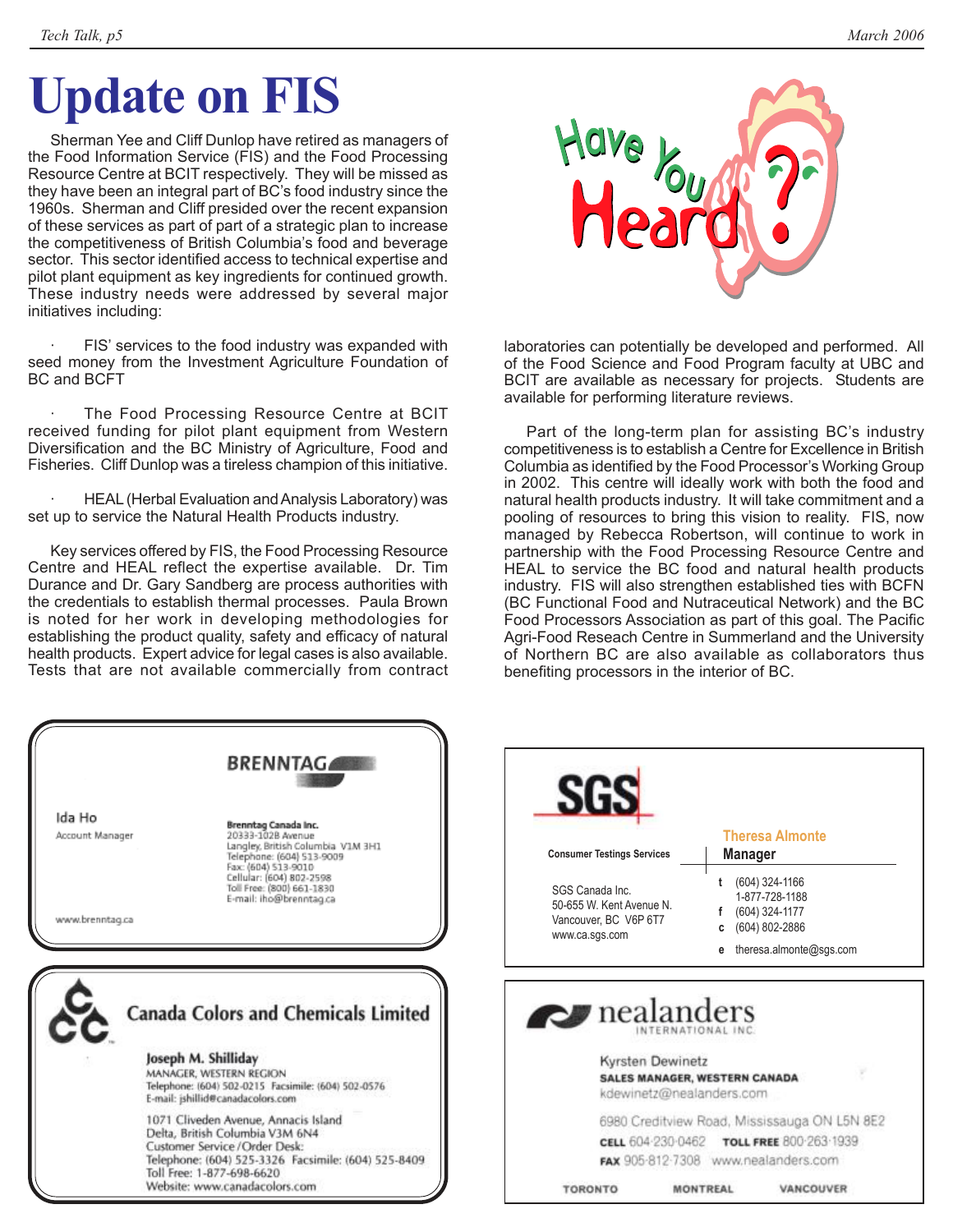# Update on FIS

Sherman Yee and Cliff Dunlop have retired as managers of the Food Information Service (FIS) and the Food Processing Resource Centre at BCIT respectively. They will be missed as they have been an integral part of BC's food industry since the 1960s. Sherman and Cliff presided over the recent expansion of these services as part of part of a strategic plan to increase the competitiveness of British Columbia's food and beverage sector. This sector identified access to technical expertise and pilot plant equipment as key ingredients for continued growth. These industry needs were addressed by several major initiatives including:

- FIS' services to the food industry was expanded with seed money from the Investment Agriculture Foundation of BC and BCFT

- The Food Processing Resource Centre at BCIT received funding for pilot plant equipment from Western Diversification and the BC Ministry of Agriculture, Food and Fisheries. Cliff Dunlop was a tireless champion of this initiative.

- HEAL (Herbal Evaluation and Analysis Laboratory) was set up to service the Natural Health Products industry.

Key services offered by FIS, the Food Processing Resource Centre and HEAL reflect the expertise available. Dr. Tim Durance and Dr. Gary Sandberg are process authorities with the credentials to establish thermal processes. Paula Brown is noted for her work in developing methodologies for establishing the product quality, safety and efficacy of natural health products. Expert advice for legal cases is also available. Tests that are not available commercially from contract laboratories can potentially be developed and performed. All of the Food Science and Food Program faculty at UBC and BCIT are available as necessary for projects. Students are available for performing literature reviews.

Part of the long-term plan for assisting BC's industry competitiveness is to establish a Centre for Excellence in British Columbia as identified by the Food Processor's Working Group in 2002. This centre will ideally work with both the food and natural health products industry. It will take commitment and a pooling of resources to bring this vision to reality. FIS, now managed by Rebecca Robertson, will continue to work in partnership with the Food Processing Resource Centre and HEAL to service the BC food and natural health products industry. FIS will also strengthen established ties with BCFN (BC Functional Food and Nutraceutical Network) and the BC Food Processors Association as part of this goal. The Pacific Agri-Food Reseach Centre in Summerland and the University of Northern BC are also available as collaborators thus benefiting processors in the interior of BC.

Have You Heard?

---

**BRENNTAG**

Ida Ho
Account Manager

Brenntag Canada Inc.
20333-102B Avenue
Langley, British Columbia V1M 3H1
Telephone: (604) 513-9009
Fax: (604) 513-9010
Cellular: (604) 802-2598
Toll Free: (800) 661-1830
E-mail: iho@brenntag.ca

www.brenntag.ca

---

**SGS**

Consumer Testings Services

Theresa Almonte
Manager

SGS Canada Inc.
50-655 W. Kent Avenue N.
Vancouver, BC V6P 6T7
www.ca.sgs.com

t (604) 324-1166
1-877-728-1188
f (604) 324-1177
c (604) 802-2886
e theresa.almonte@sgs.com

---

**Canada Colors and Chemicals Limited**

Joseph M. Shilliday
MANAGER, WESTERN REGION
Telephone: (604) 502-0215 Facsimile: (604) 502-0576
E-mail: jshillid@canadacolors.com

1071 Cliveden Avenue, Annacis Island
Delta, British Columbia V3M 6N4
Customer Service/Order Desk:
Telephone: (604) 525-3326 Facsimile: (604) 525-8409
Toll Free: 1-877-698-6620
Website: www.canadacolors.com

---

**nealanders** INTERNATIONAL INC.

Kyrsten Dewinetz
SALES MANAGER, WESTERN CANADA
kdewinetz@nealanders.com

6980 Creditview Road, Mississauga ON L5N 8E2
CELL 604·230·0462 TOLL FREE 800·263·1939
FAX 905·812·7308 www.nealanders.com

TORONTO MONTREAL VANCOUVER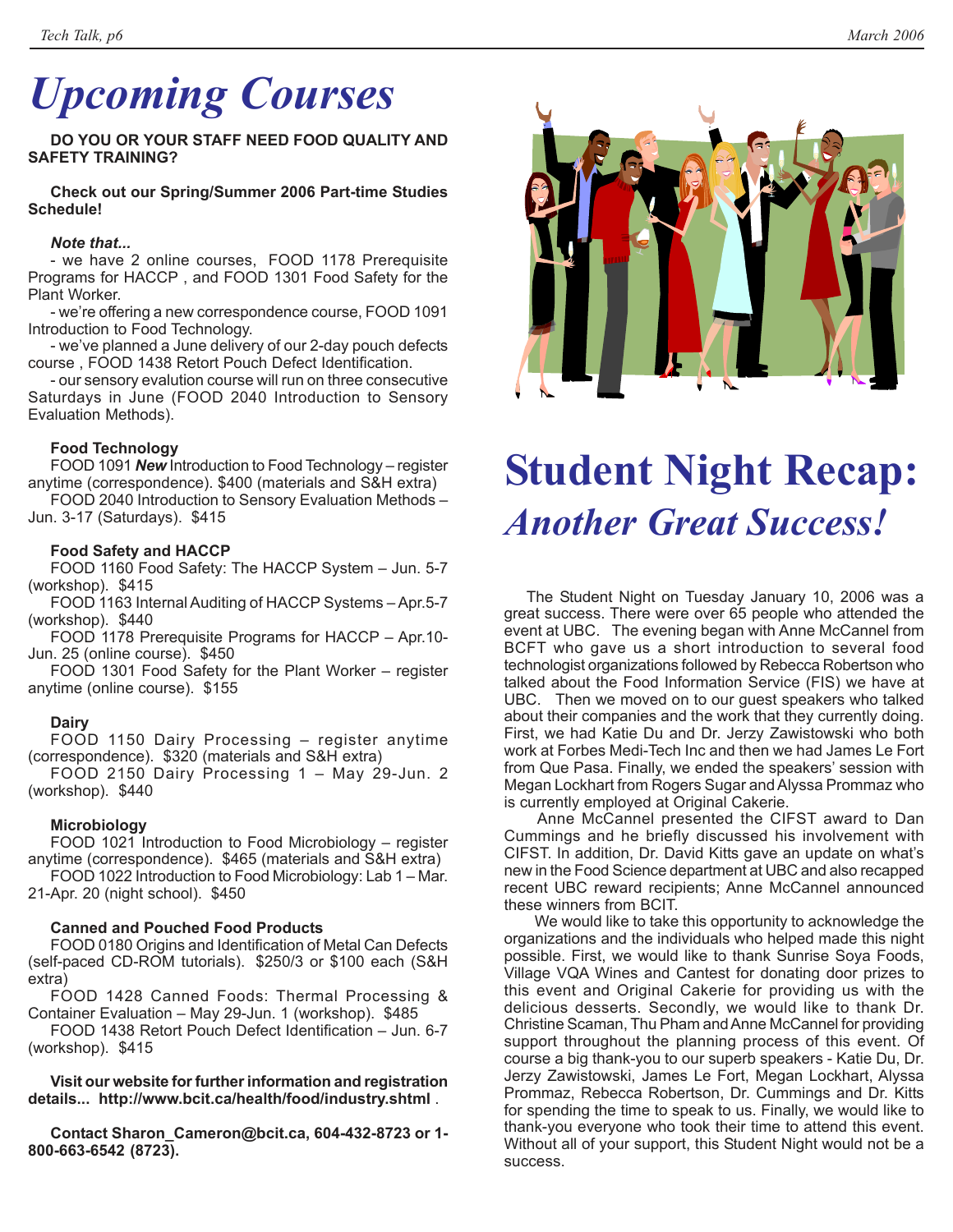# Upcoming Courses

**DO YOU OR YOUR STAFF NEED FOOD QUALITY AND SAFETY TRAINING?**

**Check out our Spring/Summer 2006 Part-time Studies Schedule!**

***Note that...***

- we have 2 online courses, FOOD 1178 Prerequisite Programs for HACCP , and FOOD 1301 Food Safety for the Plant Worker.
- we're offering a new correspondence course, FOOD 1091 Introduction to Food Technology.
- we've planned a June delivery of our 2-day pouch defects course , FOOD 1438 Retort Pouch Defect Identification.
- our sensory evalution course will run on three consecutive Saturdays in June (FOOD 2040 Introduction to Sensory Evaluation Methods).

**Food Technology**

FOOD 1091 ***New*** Introduction to Food Technology – register anytime (correspondence). $400 (materials and S&H extra)

FOOD 2040 Introduction to Sensory Evaluation Methods – Jun. 3-17 (Saturdays). $415

**Food Safety and HACCP**

FOOD 1160 Food Safety: The HACCP System – Jun. 5-7 (workshop). $415

FOOD 1163 Internal Auditing of HACCP Systems – Apr.5-7 (workshop). $440

FOOD 1178 Prerequisite Programs for HACCP – Apr.10-Jun. 25 (online course). $450

FOOD 1301 Food Safety for the Plant Worker – register anytime (online course). $155

**Dairy**

FOOD 1150 Dairy Processing – register anytime (correspondence). $320 (materials and S&H extra)

FOOD 2150 Dairy Processing 1 – May 29-Jun. 2 (workshop). $440

**Microbiology**

FOOD 1021 Introduction to Food Microbiology – register anytime (correspondence). $465 (materials and S&H extra)

FOOD 1022 Introduction to Food Microbiology: Lab 1 – Mar. 21-Apr. 20 (night school). $450

**Canned and Pouched Food Products**

FOOD 0180 Origins and Identification of Metal Can Defects (self-paced CD-ROM tutorials). $250/3 or $100 each (S&H extra)

FOOD 1428 Canned Foods: Thermal Processing & Container Evaluation – May 29-Jun. 1 (workshop). $485

FOOD 1438 Retort Pouch Defect Identification – Jun. 6-7 (workshop). $415

**Visit our website for further information and registration details... http://www.bcit.ca/health/food/industry.shtml** .

**Contact Sharon_Cameron@bcit.ca, 604-432-8723 or 1-800-663-6542 (8723).**

# Student Night Recap:

## *Another Great Success!*

The Student Night on Tuesday January 10, 2006 was a great success. There were over 65 people who attended the event at UBC. The evening began with Anne McCannel from BCFT who gave us a short introduction to several food technologist organizations followed by Rebecca Robertson who talked about the Food Information Service (FIS) we have at UBC. Then we moved on to our guest speakers who talked about their companies and the work that they currently doing. First, we had Katie Du and Dr. Jerzy Zawistowski who both work at Forbes Medi-Tech Inc and then we had James Le Fort from Que Pasa. Finally, we ended the speakers' session with Megan Lockhart from Rogers Sugar and Alyssa Prommaz who is currently employed at Original Cakerie.

Anne McCannel presented the CIFST award to Dan Cummings and he briefly discussed his involvement with CIFST. In addition, Dr. David Kitts gave an update on what's new in the Food Science department at UBC and also recapped recent UBC reward recipients; Anne McCannel announced these winners from BCIT.

We would like to take this opportunity to acknowledge the organizations and the individuals who helped made this night possible. First, we would like to thank Sunrise Soya Foods, Village VQA Wines and Cantest for donating door prizes to this event and Original Cakerie for providing us with the delicious desserts. Secondly, we would like to thank Dr. Christine Scaman, Thu Pham and Anne McCannel for providing support throughout the planning process of this event. Of course a big thank-you to our superb speakers - Katie Du, Dr. Jerzy Zawistowski, James Le Fort, Megan Lockhart, Alyssa Prommaz, Rebecca Robertson, Dr. Cummings and Dr. Kitts for spending the time to speak to us. Finally, we would like to thank-you everyone who took their time to attend this event. Without all of your support, this Student Night would not be a success.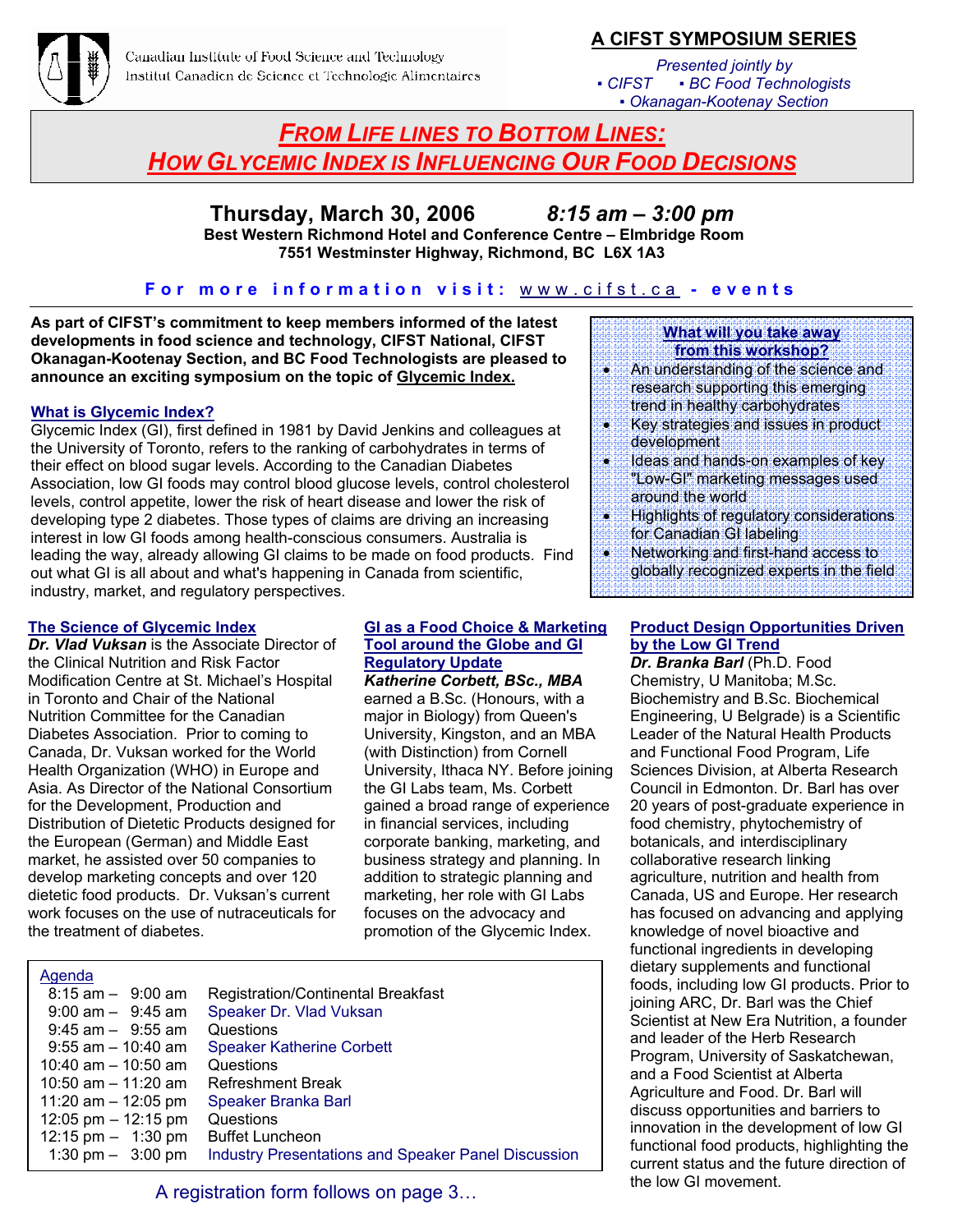Canadian Institute of Food Science and Technology
Institut Canadien de Science et Technologie Alimentaires

**A CIFST SYMPOSIUM SERIES**

*Presented jointly by*
*▪ CIFST ▪ BC Food Technologists*
*▪ Okanagan-Kootenay Section*

# *FROM LIFE LINES TO BOTTOM LINES: HOW GLYCEMIC INDEX IS INFLUENCING OUR FOOD DECISIONS*

**Thursday, March 30, 2006** ***8:15 am – 3:00 pm***
**Best Western Richmond Hotel and Conference Centre – Elmbridge Room**
**7551 Westminster Highway, Richmond, BC L6X 1A3**

**For more information visit: www.cifst.ca - events**

**As part of CIFST's commitment to keep members informed of the latest developments in food science and technology, CIFST National, CIFST Okanagan-Kootenay Section, and BC Food Technologists are pleased to announce an exciting symposium on the topic of Glycemic Index.**

### What is Glycemic Index?

Glycemic Index (GI), first defined in 1981 by David Jenkins and colleagues at the University of Toronto, refers to the ranking of carbohydrates in terms of their effect on blood sugar levels. According to the Canadian Diabetes Association, low GI foods may control blood glucose levels, control cholesterol levels, control appetite, lower the risk of heart disease and lower the risk of developing type 2 diabetes. Those types of claims are driving an increasing interest in low GI foods among health-conscious consumers. Australia is leading the way, already allowing GI claims to be made on food products. Find out what GI is all about and what's happening in Canada from scientific, industry, market, and regulatory perspectives.

### What will you take away from this workshop?

- An understanding of the science and research supporting this emerging trend in healthy carbohydrates
- Key strategies and issues in product development
- Ideas and hands-on examples of key "Low-GI" marketing messages used around the world
- Highlights of regulatory considerations for Canadian GI labeling
- Networking and first-hand access to globally recognized experts in the field

### The Science of Glycemic Index

***Dr. Vlad Vuksan*** is the Associate Director of the Clinical Nutrition and Risk Factor Modification Centre at St. Michael's Hospital in Toronto and Chair of the National Nutrition Committee for the Canadian Diabetes Association. Prior to coming to Canada, Dr. Vuksan worked for the World Health Organization (WHO) in Europe and Asia. As Director of the National Consortium for the Development, Production and Distribution of Dietetic Products designed for the European (German) and Middle East market, he assisted over 50 companies to develop marketing concepts and over 120 dietetic food products. Dr. Vuksan's current work focuses on the use of nutraceuticals for the treatment of diabetes.

### GI as a Food Choice & Marketing Tool around the Globe and GI Regulatory Update

***Katherine Corbett, BSc., MBA*** earned a B.Sc. (Honours, with a major in Biology) from Queen's University, Kingston, and an MBA (with Distinction) from Cornell University, Ithaca NY. Before joining the GI Labs team, Ms. Corbett gained a broad range of experience in financial services, including corporate banking, marketing, and business strategy and planning. In addition to strategic planning and marketing, her role with GI Labs focuses on the advocacy and promotion of the Glycemic Index.

### Product Design Opportunities Driven by the Low GI Trend

***Dr. Branka Barl*** (Ph.D. Food Chemistry, U Manitoba; M.Sc. Biochemistry and B.Sc. Biochemical Engineering, U Belgrade) is a Scientific Leader of the Natural Health Products and Functional Food Program, Life Sciences Division, at Alberta Research Council in Edmonton. Dr. Barl has over 20 years of post-graduate experience in food chemistry, phytochemistry of botanicals, and interdisciplinary collaborative research linking agriculture, nutrition and health from Canada, US and Europe. Her research has focused on advancing and applying knowledge of novel bioactive and functional ingredients in developing dietary supplements and functional foods, including low GI products. Prior to joining ARC, Dr. Barl was the Chief Scientist at New Era Nutrition, a founder and leader of the Herb Research Program, University of Saskatchewan, and a Food Scientist at Alberta Agriculture and Food. Dr. Barl will discuss opportunities and barriers to innovation in the development of low GI functional food products, highlighting the current status and the future direction of the low GI movement.

### Agenda

| Time | Activity |
|---|---|
| 8:15 am – 9:00 am | Registration/Continental Breakfast |
| 9:00 am – 9:45 am | Speaker Dr. Vlad Vuksan |
| 9:45 am – 9:55 am | Questions |
| 9:55 am – 10:40 am | Speaker Katherine Corbett |
| 10:40 am – 10:50 am | Questions |
| 10:50 am – 11:20 am | Refreshment Break |
| 11:20 am – 12:05 pm | Speaker Branka Barl |
| 12:05 pm – 12:15 pm | Questions |
| 12:15 pm – 1:30 pm | Buffet Luncheon |
| 1:30 pm – 3:00 pm | Industry Presentations and Speaker Panel Discussion |

A registration form follows on page 3…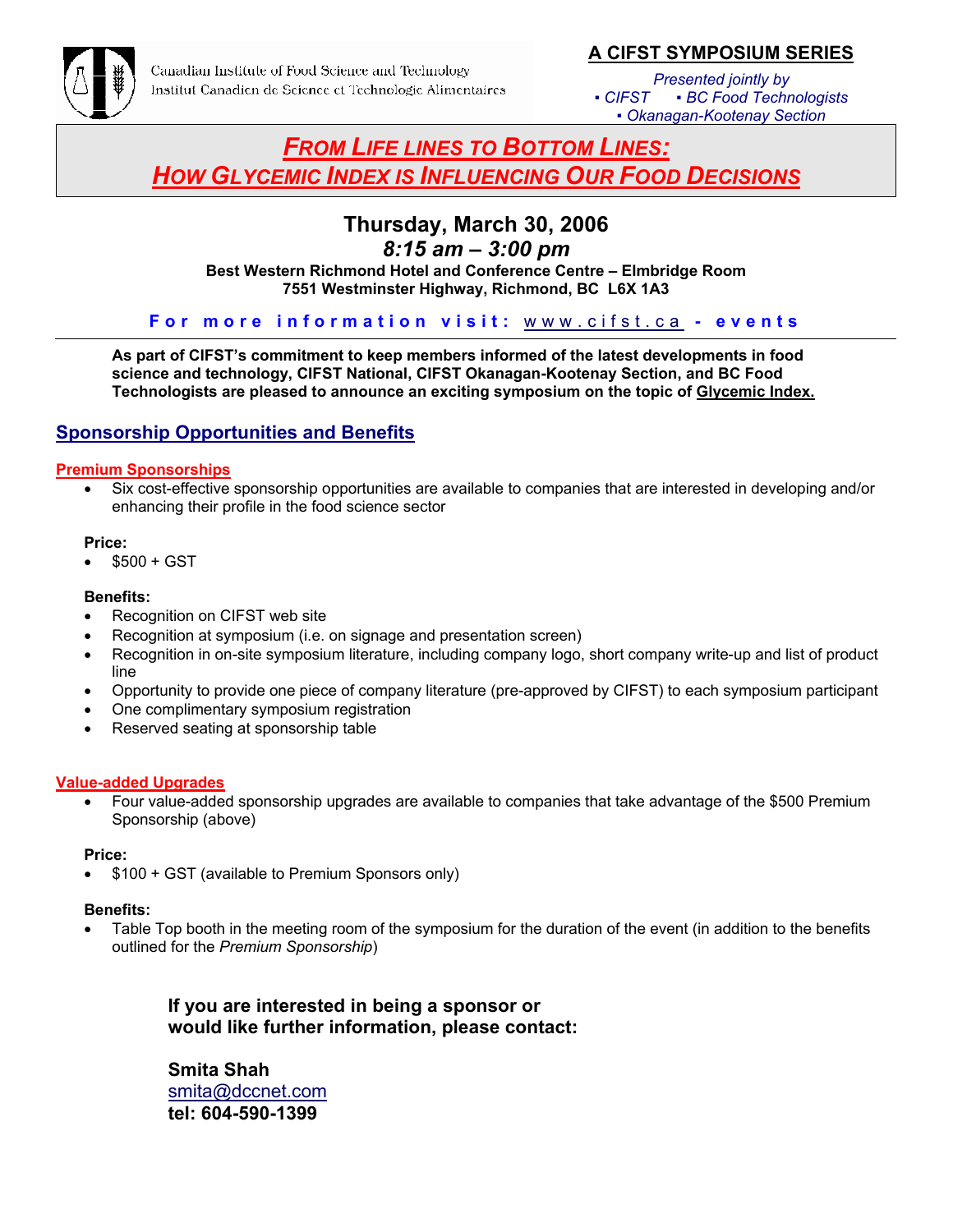Canadian Institute of Food Science and Technology
Institut Canadien de Science et Technologie Alimentaires

**A CIFST SYMPOSIUM SERIES**

*Presented jointly by*
*▪ CIFST ▪ BC Food Technologists*
*▪ Okanagan-Kootenay Section*

# *FROM LIFE LINES TO BOTTOM LINES:*
# *HOW GLYCEMIC INDEX IS INFLUENCING OUR FOOD DECISIONS*

**Thursday, March 30, 2006**
***8:15 am – 3:00 pm***
**Best Western Richmond Hotel and Conference Centre – Elmbridge Room**
**7551 Westminster Highway, Richmond, BC L6X 1A3**

**For more information visit: www.cifst.ca - events**

**As part of CIFST's commitment to keep members informed of the latest developments in food science and technology, CIFST National, CIFST Okanagan-Kootenay Section, and BC Food Technologists are pleased to announce an exciting symposium on the topic of Glycemic Index.**

## Sponsorship Opportunities and Benefits

### Premium Sponsorships

- Six cost-effective sponsorship opportunities are available to companies that are interested in developing and/or enhancing their profile in the food science sector

**Price:**
- $500 + GST

**Benefits:**
- Recognition on CIFST web site
- Recognition at symposium (i.e. on signage and presentation screen)
- Recognition in on-site symposium literature, including company logo, short company write-up and list of product line
- Opportunity to provide one piece of company literature (pre-approved by CIFST) to each symposium participant
- One complimentary symposium registration
- Reserved seating at sponsorship table

### Value-added Upgrades

- Four value-added sponsorship upgrades are available to companies that take advantage of the $500 Premium Sponsorship (above)

**Price:**
- $100 + GST (available to Premium Sponsors only)

**Benefits:**
- Table Top booth in the meeting room of the symposium for the duration of the event (in addition to the benefits outlined for the *Premium Sponsorship*)

**If you are interested in being a sponsor or would like further information, please contact:**

**Smita Shah**
smita@dccnet.com
**tel: 604-590-1399**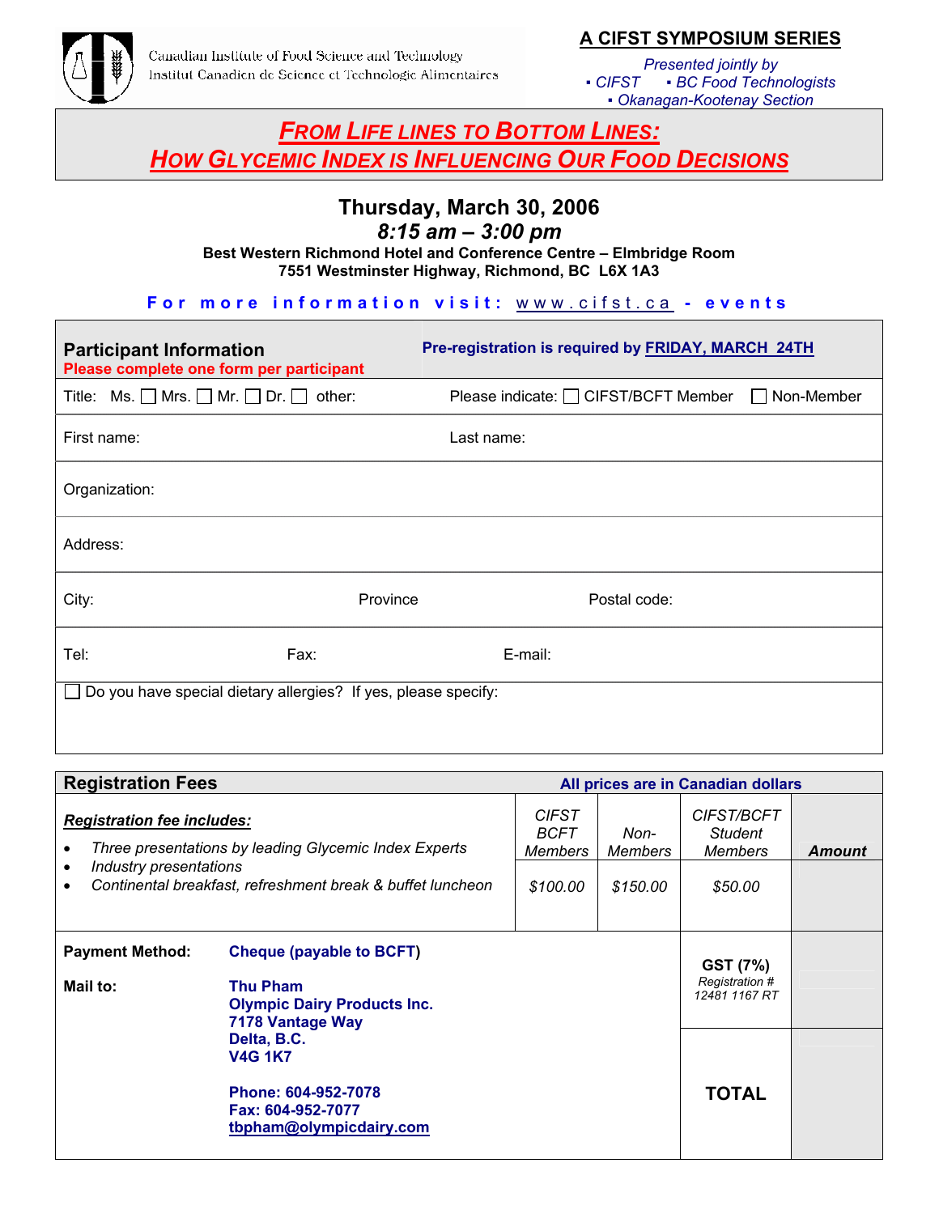Canadian Institute of Food Science and Technology
Institut Canadien de Science et Technologie Alimentaires

**A CIFST SYMPOSIUM SERIES**

*Presented jointly by*
*▪ CIFST ▪ BC Food Technologists*
*▪ Okanagan-Kootenay Section*

# FROM LIFE LINES TO BOTTOM LINES: HOW GLYCEMIC INDEX IS INFLUENCING OUR FOOD DECISIONS

## Thursday, March 30, 2006
### *8:15 am – 3:00 pm*

**Best Western Richmond Hotel and Conference Centre – Elmbridge Room**
**7551 Westminster Highway, Richmond, BC L6X 1A3**

**For more information visit: www.cifst.ca - events**

## Participant Information

**Please complete one form per participant**

**Pre-registration is required by FRIDAY, MARCH 24TH**

Title: Ms. ☐ Mrs. ☐ Mr. ☐ Dr. ☐ other:

Please indicate: ☐ CIFST/BCFT Member ☐ Non-Member

First name:

Last name:

Organization:

Address:

City:

Province

Postal code:

Tel:

Fax:

E-mail:

☐ Do you have special dietary allergies? If yes, please specify:

## Registration Fees

**All prices are in Canadian dollars**

| Registration fee includes: | CIFST BCFT Members | Non-Members | CIFST/BCFT Student Members | Amount |
|---|---|---|---|---|
| • Three presentations by leading Glycemic Index Experts<br>• Industry presentations<br>• Continental breakfast, refreshment break & buffet luncheon | $100.00 | $150.00 | $50.00 | |
| | | | **GST (7%)** *Registration # 12481 1167 RT* | |
| | | | **TOTAL** | |

**Payment Method:** **Cheque (payable to BCFT)**

**Mail to:**
**Thu Pham**
**Olympic Dairy Products Inc.**
**7178 Vantage Way**
**Delta, B.C.**
**V4G 1K7**

**Phone: 604-952-7078**
**Fax: 604-952-7077**
**tbpham@olympicdairy.com**